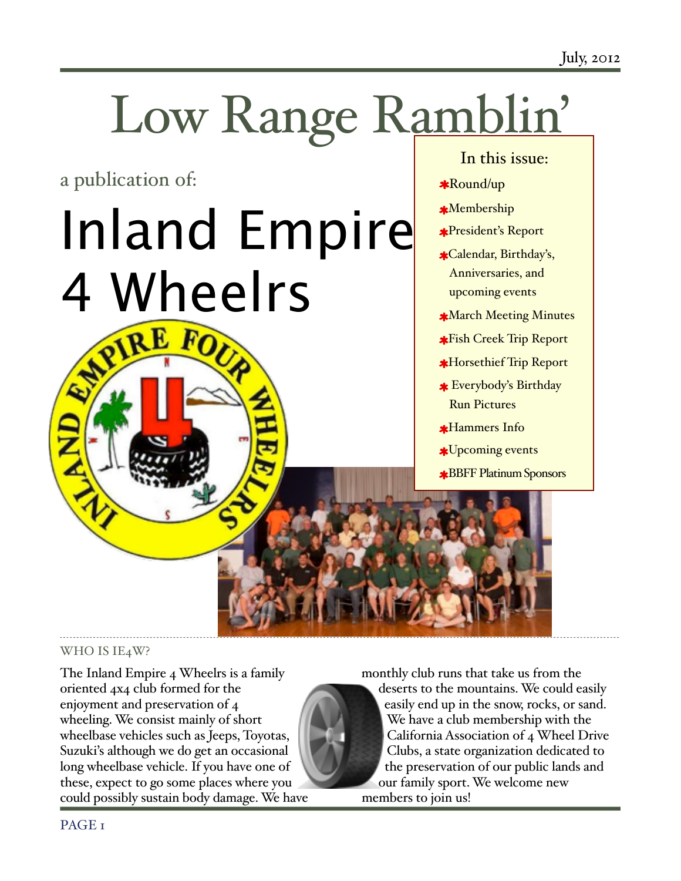July, 2012

# Low Range Ramblin'

a publication of:

# Inland Empire 4 Wheelrs

**In this issue:**

- Round/up
- Membership
- President's Report
- Calendar, Birthday's, Anniversaries, and upcoming events
- March Meeting Minutes
- Fish Creek Trip Report
- Horsethief Trip Report
- Everybody's Birthday Run Pictures
- Hammers Info
- Upcoming events
- BBFF Platinum Sponsors

## WHO IS IE4W?

The Inland Empire 4 Wheelrs is a family oriented 4x4 club formed for the enjoyment and preservation of 4 wheeling. We consist mainly of short wheelbase vehicles such as Jeeps, Toyotas, Suzuki's although we do get an occasional long wheelbase vehicle. If you have one of these, expect to go some places where you could possibly sustain body damage. We have monthly club runs that take us from the deserts to the mountains. We could easily easily end up in the snow, rocks, or sand. We have a club membership with the California Association of 4 Wheel Drive Clubs, a state organization dedicated to the preservation of our public lands and our family sport. We welcome new members to join us!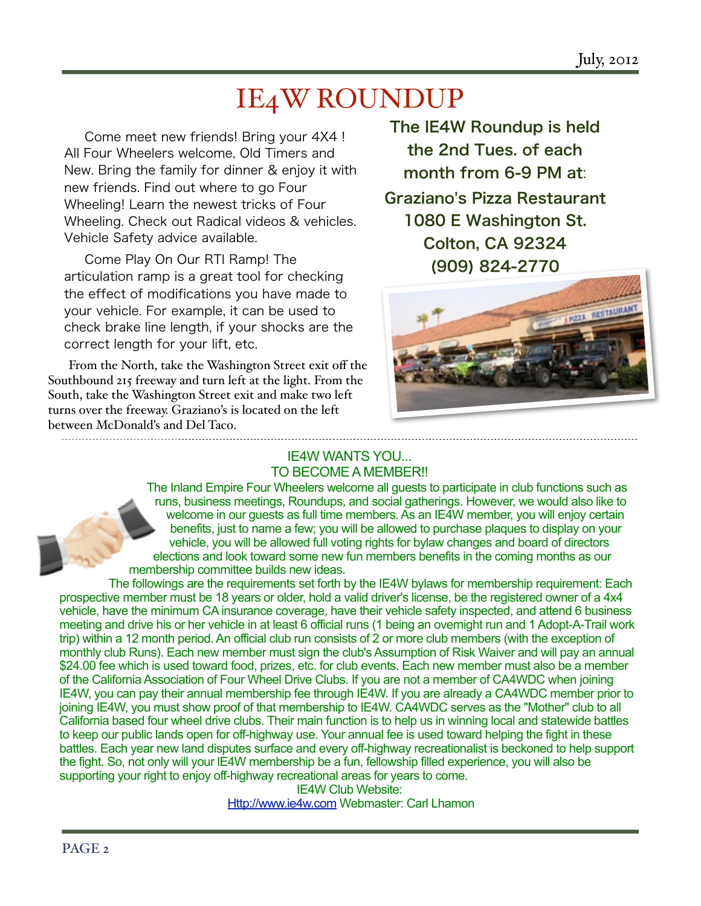# IE4W ROUNDUP

Come meet new friends! Bring your 4X4 ! All Four Wheelers welcome, Old Timers and New. Bring the family for dinner & enjoy it with new friends. Find out where to go Four Wheeling! Learn the newest tricks of Four Wheeling. Check out Radical videos & vehicles. Vehicle Safety advice available.

Come Play On Our RTI Ramp! The articulation ramp is a great tool for checking the effect of modifications you have made to your vehicle. For example, it can be used to check brake line length, if your shocks are the correct length for your lift, etc.

From the North, take the Washington Street exit off the Southbound 215 freeway and turn left at the light. From the South, take the Washington Street exit and make two left turns over the freeway. Graziano's is located on the left between McDonald's and Del Taco.

**The IE4W Roundup is held the 2nd Tues. of each month from 6-9 PM at:**
**Graziano's Pizza Restaurant**
**1080 E Washington St.**
**Colton, CA 92324**
**(909) 824-2770**

---

## IE4W WANTS YOU... TO BECOME A MEMBER!!

The Inland Empire Four Wheelers welcome all guests to participate in club functions such as runs, business meetings, Roundups, and social gatherings. However, we would also like to welcome in our guests as full time members. As an IE4W member, you will enjoy certain benefits, just to name a few; you will be allowed to purchase plaques to display on your vehicle, you will be allowed full voting rights for bylaw changes and board of directors elections and look toward some new fun members benefits in the coming months as our membership committee builds new ideas.

The followings are the requirements set forth by the IE4W bylaws for membership requirement: Each prospective member must be 18 years or older, hold a valid driver's license, be the registered owner of a 4x4 vehicle, have the minimum CA insurance coverage, have their vehicle safety inspected, and attend 6 business meeting and drive his or her vehicle in at least 6 official runs (1 being an overnight run and 1 Adopt-A-Trail work trip) within a 12 month period. An official club run consists of 2 or more club members (with the exception of monthly club Runs). Each new member must sign the club's Assumption of Risk Waiver and will pay an annual $24.00 fee which is used toward food, prizes, etc. for club events. Each new member must also be a member of the California Association of Four Wheel Drive Clubs. If you are not a member of CA4WDC when joining IE4W, you can pay their annual membership fee through IE4W. If you are already a CA4WDC member prior to joining IE4W, you must show proof of that membership to IE4W. CA4WDC serves as the "Mother" club to all California based four wheel drive clubs. Their main function is to help us in winning local and statewide battles to keep our public lands open for off-highway use. Your annual fee is used toward helping the fight in these battles. Each year new land disputes surface and every off-highway recreationalist is beckoned to help support the fight. So, not only will your IE4W membership be a fun, fellowship filled experience, you will also be supporting your right to enjoy off-highway recreational areas for years to come.

IE4W Club Website:
Http://www.ie4w.com Webmaster: Carl Lhamon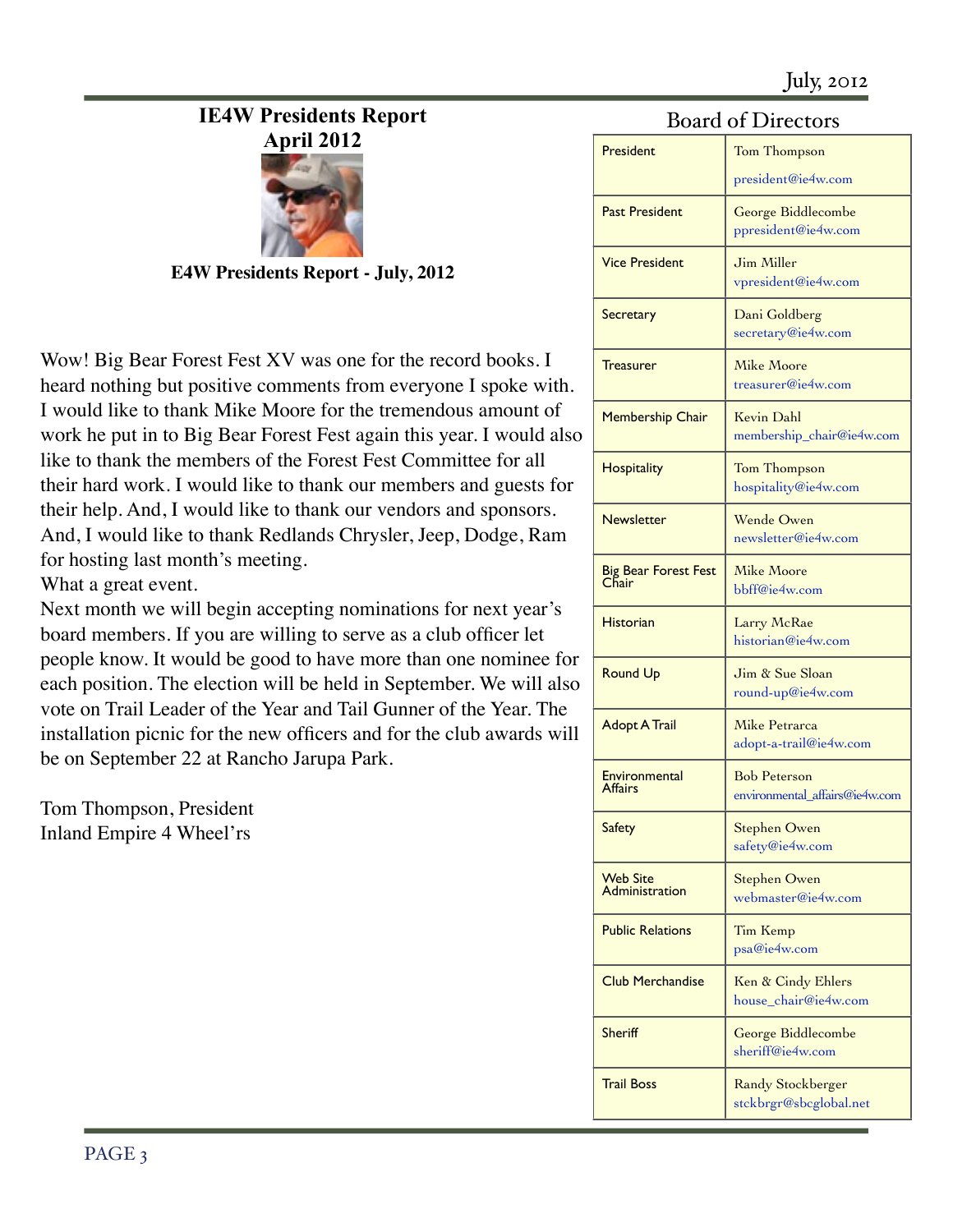# IE4W Presidents Report
# April 2012

**E4W Presidents Report - July, 2012**

Wow! Big Bear Forest Fest XV was one for the record books. I heard nothing but positive comments from everyone I spoke with. I would like to thank Mike Moore for the tremendous amount of work he put in to Big Bear Forest Fest again this year. I would also like to thank the members of the Forest Fest Committee for all their hard work. I would like to thank our members and guests for their help. And, I would like to thank our vendors and sponsors. And, I would like to thank Redlands Chrysler, Jeep, Dodge, Ram for hosting last month's meeting.
What a great event.
Next month we will begin accepting nominations for next year's board members. If you are willing to serve as a club officer let people know. It would be good to have more than one nominee for each position. The election will be held in September. We will also vote on Trail Leader of the Year and Tail Gunner of the Year. The installation picnic for the new officers and for the club awards will be on September 22 at Rancho Jarupa Park.

Tom Thompson, President
Inland Empire 4 Wheel'rs

## Board of Directors

| Position | Name / Email |
|---|---|
| President | Tom Thompson<br>president@ie4w.com |
| Past President | George Biddlecombe<br>ppresident@ie4w.com |
| Vice President | Jim Miller<br>vpresident@ie4w.com |
| Secretary | Dani Goldberg<br>secretary@ie4w.com |
| Treasurer | Mike Moore<br>treasurer@ie4w.com |
| Membership Chair | Kevin Dahl<br>membership_chair@ie4w.com |
| Hospitality | Tom Thompson<br>hospitality@ie4w.com |
| Newsletter | Wende Owen<br>newsletter@ie4w.com |
| Big Bear Forest Fest Chair | Mike Moore<br>bbff@ie4w.com |
| Historian | Larry McRae<br>historian@ie4w.com |
| Round Up | Jim & Sue Sloan<br>round-up@ie4w.com |
| Adopt A Trail | Mike Petrarca<br>adopt-a-trail@ie4w.com |
| Environmental Affairs | Bob Peterson<br>environmental_affairs@ie4w.com |
| Safety | Stephen Owen<br>safety@ie4w.com |
| Web Site Administration | Stephen Owen<br>webmaster@ie4w.com |
| Public Relations | Tim Kemp<br>psa@ie4w.com |
| Club Merchandise | Ken & Cindy Ehlers<br>house_chair@ie4w.com |
| Sheriff | George Biddlecombe<br>sheriff@ie4w.com |
| Trail Boss | Randy Stockberger<br>stckbrgr@sbcglobal.net |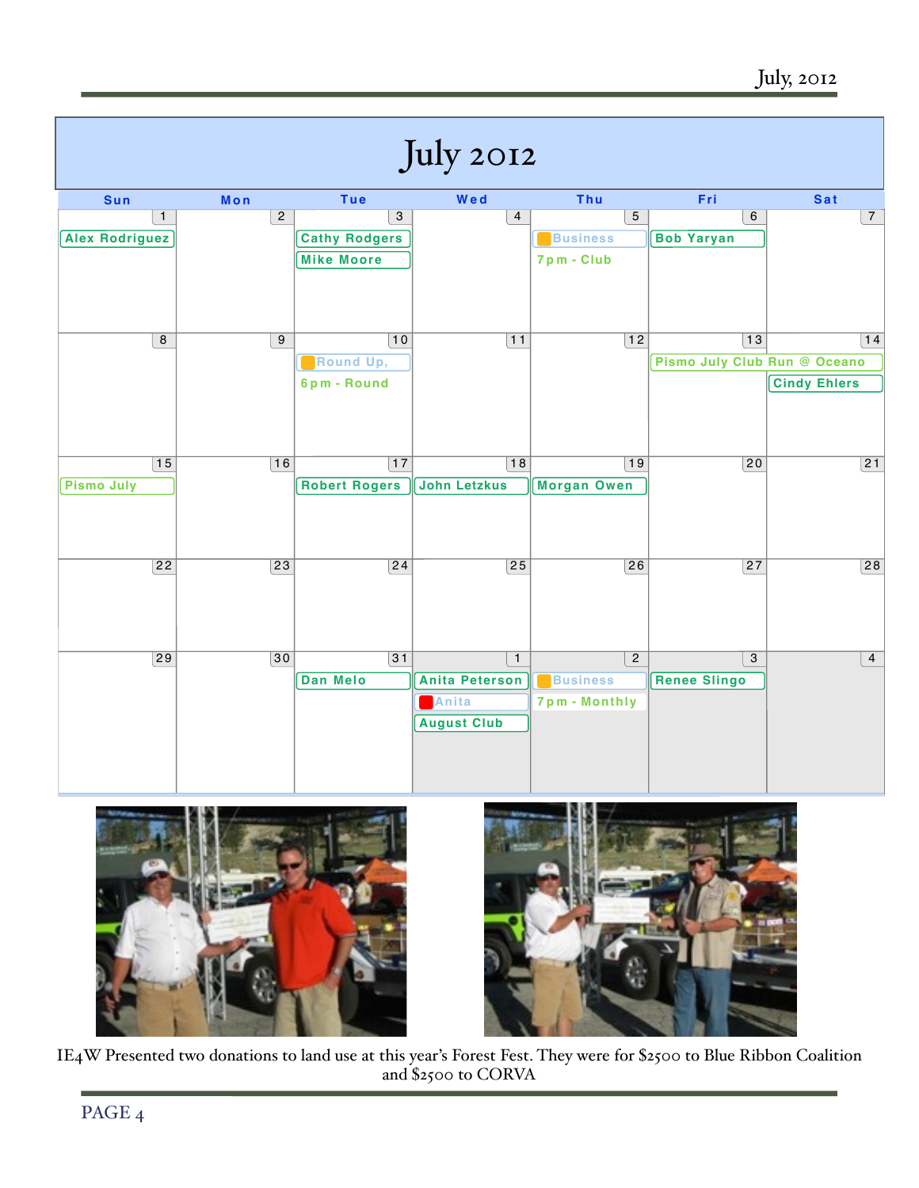# July 2012

| Sun | Mon | Tue | Wed | Thu | Fri | Sat |
|---|---|---|---|---|---|---|
| 1<br>Alex Rodriguez | 2 | 3<br>Cathy Rodgers<br>Mike Moore | 4 | 5<br>Business<br>7pm - Club | 6<br>Bob Yaryan | 7 |
| 8 | 9 | 10<br>Round Up,<br>6pm - Round | 11 | 12 | 13<br>Pismo July Club Run @ Oceano | 14<br>Cindy Ehlers |
| 15<br>Pismo July | 16 | 17<br>Robert Rogers | 18<br>John Letzkus | 19<br>Morgan Owen | 20 | 21 |
| 22 | 23 | 24 | 25 | 26 | 27 | 28 |
| 29 | 30 | 31<br>Dan Melo | 1<br>Anita Peterson<br>Anita<br>August Club | 2<br>Business<br>7pm - Monthly | 3<br>Renee Slingo | 4 |

IE4W Presented two donations to land use at this year's Forest Fest. They were for $2500 to Blue Ribbon Coalition and $2500 to CORVA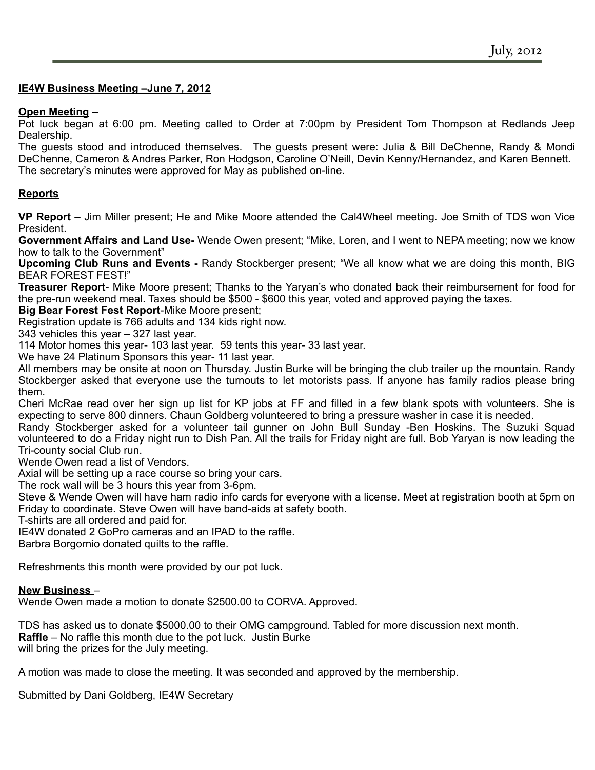## IE4W Business Meeting –June 7, 2012

**Open Meeting** –

Pot luck began at 6:00 pm. Meeting called to Order at 7:00pm by President Tom Thompson at Redlands Jeep Dealership.

The guests stood and introduced themselves. The guests present were: Julia & Bill DeChenne, Randy & Mondi DeChenne, Cameron & Andres Parker, Ron Hodgson, Caroline O'Neill, Devin Kenny/Hernandez, and Karen Bennett. The secretary's minutes were approved for May as published on-line.

**Reports**

**VP Report –** Jim Miller present; He and Mike Moore attended the Cal4Wheel meeting. Joe Smith of TDS won Vice President.

**Government Affairs and Land Use-** Wende Owen present; "Mike, Loren, and I went to NEPA meeting; now we know how to talk to the Government"

**Upcoming Club Runs and Events -** Randy Stockberger present; "We all know what we are doing this month, BIG BEAR FOREST FEST!"

**Treasurer Report**- Mike Moore present; Thanks to the Yaryan's who donated back their reimbursement for food for the pre-run weekend meal. Taxes should be $500 - $600 this year, voted and approved paying the taxes.

**Big Bear Forest Fest Report**-Mike Moore present;

Registration update is 766 adults and 134 kids right now.

343 vehicles this year – 327 last year.

114 Motor homes this year- 103 last year. 59 tents this year- 33 last year.

We have 24 Platinum Sponsors this year- 11 last year.

All members may be onsite at noon on Thursday. Justin Burke will be bringing the club trailer up the mountain. Randy Stockberger asked that everyone use the turnouts to let motorists pass. If anyone has family radios please bring them.

Cheri McRae read over her sign up list for KP jobs at FF and filled in a few blank spots with volunteers. She is expecting to serve 800 dinners. Chaun Goldberg volunteered to bring a pressure washer in case it is needed.

Randy Stockberger asked for a volunteer tail gunner on John Bull Sunday -Ben Hoskins. The Suzuki Squad volunteered to do a Friday night run to Dish Pan. All the trails for Friday night are full. Bob Yaryan is now leading the Tri-county social Club run.

Wende Owen read a list of Vendors.

Axial will be setting up a race course so bring your cars.

The rock wall will be 3 hours this year from 3-6pm.

Steve & Wende Owen will have ham radio info cards for everyone with a license. Meet at registration booth at 5pm on Friday to coordinate. Steve Owen will have band-aids at safety booth.

T-shirts are all ordered and paid for.

IE4W donated 2 GoPro cameras and an IPAD to the raffle.

Barbra Borgornio donated quilts to the raffle.

Refreshments this month were provided by our pot luck.

**New Business** –

Wende Owen made a motion to donate $2500.00 to CORVA. Approved.

TDS has asked us to donate $5000.00 to their OMG campground. Tabled for more discussion next month.

**Raffle** – No raffle this month due to the pot luck. Justin Burke will bring the prizes for the July meeting.

A motion was made to close the meeting. It was seconded and approved by the membership.

Submitted by Dani Goldberg, IE4W Secretary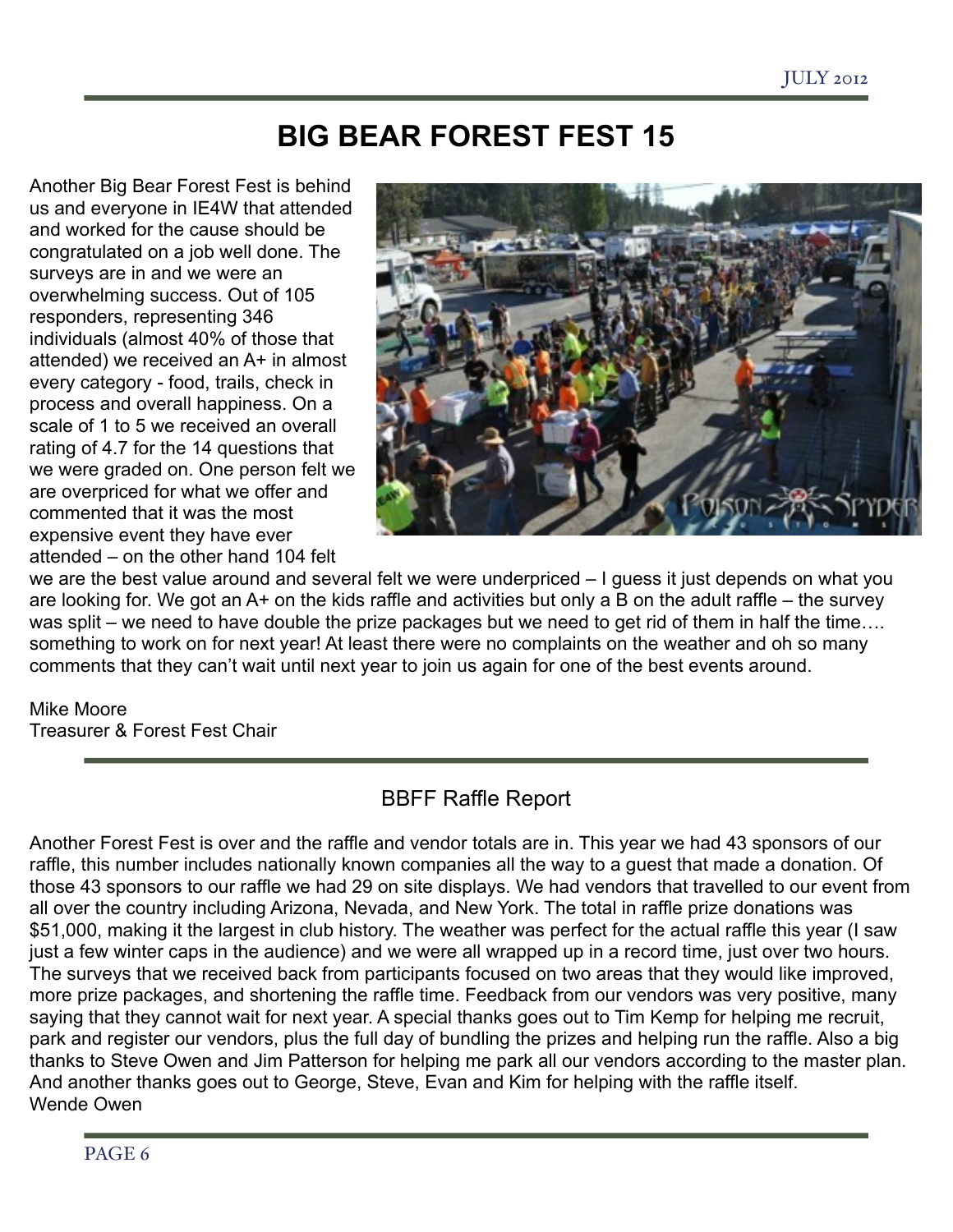# BIG BEAR FOREST FEST 15

Another Big Bear Forest Fest is behind us and everyone in IE4W that attended and worked for the cause should be congratulated on a job well done. The surveys are in and we were an overwhelming success. Out of 105 responders, representing 346 individuals (almost 40% of those that attended) we received an A+ in almost every category - food, trails, check in process and overall happiness. On a scale of 1 to 5 we received an overall rating of 4.7 for the 14 questions that we were graded on. One person felt we are overpriced for what we offer and commented that it was the most expensive event they have ever attended – on the other hand 104 felt we are the best value around and several felt we were underpriced – I guess it just depends on what you are looking for. We got an A+ on the kids raffle and activities but only a B on the adult raffle – the survey was split – we need to have double the prize packages but we need to get rid of them in half the time…. something to work on for next year! At least there were no complaints on the weather and oh so many comments that they can't wait until next year to join us again for one of the best events around.

Mike Moore
Treasurer & Forest Fest Chair

## BBFF Raffle Report

Another Forest Fest is over and the raffle and vendor totals are in. This year we had 43 sponsors of our raffle, this number includes nationally known companies all the way to a guest that made a donation. Of those 43 sponsors to our raffle we had 29 on site displays. We had vendors that travelled to our event from all over the country including Arizona, Nevada, and New York. The total in raffle prize donations was $51,000, making it the largest in club history. The weather was perfect for the actual raffle this year (I saw just a few winter caps in the audience) and we were all wrapped up in a record time, just over two hours. The surveys that we received back from participants focused on two areas that they would like improved, more prize packages, and shortening the raffle time. Feedback from our vendors was very positive, many saying that they cannot wait for next year. A special thanks goes out to Tim Kemp for helping me recruit, park and register our vendors, plus the full day of bundling the prizes and helping run the raffle. Also a big thanks to Steve Owen and Jim Patterson for helping me park all our vendors according to the master plan. And another thanks goes out to George, Steve, Evan and Kim for helping with the raffle itself.
Wende Owen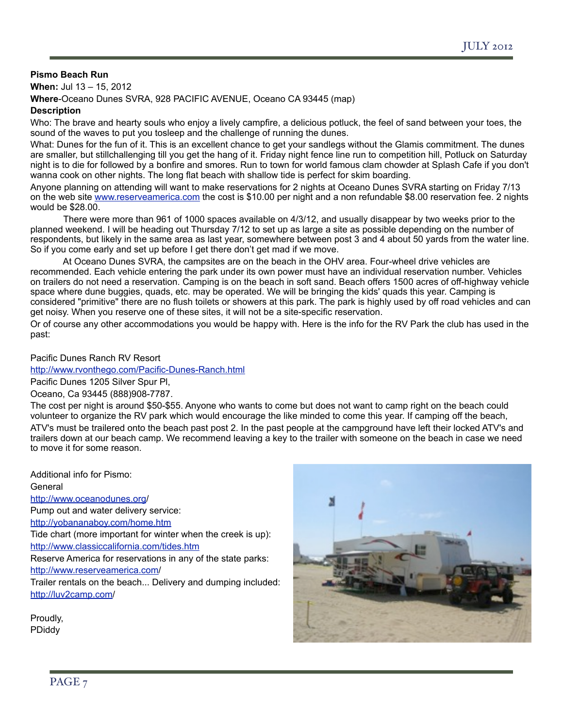**Pismo Beach Run**

**When:** Jul 13 – 15, 2012

**Where**-Oceano Dunes SVRA, 928 PACIFIC AVENUE, Oceano CA 93445 (map)

**Description**

Who: The brave and hearty souls who enjoy a lively campfire, a delicious potluck, the feel of sand between your toes, the sound of the waves to put you tosleep and the challenge of running the dunes.

What: Dunes for the fun of it. This is an excellent chance to get your sandlegs without the Glamis commitment. The dunes are smaller, but stillchallenging till you get the hang of it. Friday night fence line run to competition hill, Potluck on Saturday night is to die for followed by a bonfire and smores. Run to town for world famous clam chowder at Splash Cafe if you don't wanna cook on other nights. The long flat beach with shallow tide is perfect for skim boarding.

Anyone planning on attending will want to make reservations for 2 nights at Oceano Dunes SVRA starting on Friday 7/13 on the web site www.reserveamerica.com the cost is $10.00 per night and a non refundable $8.00 reservation fee. 2 nights would be $28.00.

There were more than 961 of 1000 spaces available on 4/3/12, and usually disappear by two weeks prior to the planned weekend. I will be heading out Thursday 7/12 to set up as large a site as possible depending on the number of respondents, but likely in the same area as last year, somewhere between post 3 and 4 about 50 yards from the water line. So if you come early and set up before I get there don't get mad if we move.

At Oceano Dunes SVRA, the campsites are on the beach in the OHV area. Four-wheel drive vehicles are recommended. Each vehicle entering the park under its own power must have an individual reservation number. Vehicles on trailers do not need a reservation. Camping is on the beach in soft sand. Beach offers 1500 acres of off-highway vehicle space where dune buggies, quads, etc. may be operated. We will be bringing the kids' quads this year. Camping is considered "primitive" there are no flush toilets or showers at this park. The park is highly used by off road vehicles and can get noisy. When you reserve one of these sites, it will not be a site-specific reservation.

Or of course any other accommodations you would be happy with. Here is the info for the RV Park the club has used in the past:

Pacific Dunes Ranch RV Resort

http://www.rvonthego.com/Pacific-Dunes-Ranch.html

Pacific Dunes 1205 Silver Spur Pl,

Oceano, Ca 93445 (888)908-7787.

The cost per night is around $50-$55. Anyone who wants to come but does not want to camp right on the beach could volunteer to organize the RV park which would encourage the like minded to come this year. If camping off the beach, ATV's must be trailered onto the beach past post 2. In the past people at the campground have left their locked ATV's and trailers down at our beach camp. We recommend leaving a key to the trailer with someone on the beach in case we need to move it for some reason.

Additional info for Pismo:

General

http://www.oceanodunes.org/

Pump out and water delivery service:

http://yobananaboy.com/home.htm

Tide chart (more important for winter when the creek is up):

http://www.classiccalifornia.com/tides.htm

Reserve America for reservations in any of the state parks:

http://www.reserveamerica.com/

Trailer rentals on the beach... Delivery and dumping included:

http://luv2camp.com/

Proudly,

PDiddy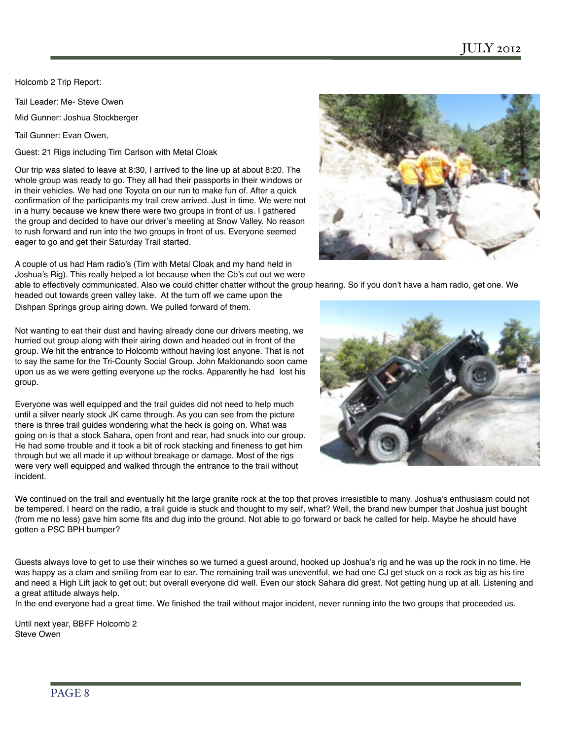Holcomb 2 Trip Report:

Tail Leader: Me- Steve Owen

Mid Gunner: Joshua Stockberger

Tail Gunner: Evan Owen,

Guest: 21 Rigs including Tim Carlson with Metal Cloak

Our trip was slated to leave at 8:30, I arrived to the line up at about 8:20. The whole group was ready to go. They all had their passports in their windows or in their vehicles. We had one Toyota on our run to make fun of. After a quick confirmation of the participants my trail crew arrived. Just in time. We were not in a hurry because we knew there were two groups in front of us. I gathered the group and decided to have our driver's meeting at Snow Valley. No reason to rush forward and run into the two groups in front of us. Everyone seemed eager to go and get their Saturday Trail started.

A couple of us had Ham radio's (Tim with Metal Cloak and my hand held in Joshua's Rig). This really helped a lot because when the Cb's cut out we were able to effectively communicated. Also we could chitter chatter without the group hearing. So if you don't have a ham radio, get one. We headed out towards green valley lake. At the turn off we came upon the Dishpan Springs group airing down. We pulled forward of them.

Not wanting to eat their dust and having already done our drivers meeting, we hurried out group along with their airing down and headed out in front of the group. We hit the entrance to Holcomb without having lost anyone. That is not to say the same for the Tri-County Social Group. John Maldonando soon came upon us as we were getting everyone up the rocks. Apparently he had lost his group.

Everyone was well equipped and the trail guides did not need to help much until a silver nearly stock JK came through. As you can see from the picture there is three trail guides wondering what the heck is going on. What was going on is that a stock Sahara, open front and rear, had snuck into our group. He had some trouble and it took a bit of rock stacking and fineness to get him through but we all made it up without breakage or damage. Most of the rigs were very well equipped and walked through the entrance to the trail without incident.

We continued on the trail and eventually hit the large granite rock at the top that proves irresistible to many. Joshua's enthusiasm could not be tempered. I heard on the radio, a trail guide is stuck and thought to my self, what? Well, the brand new bumper that Joshua just bought (from me no less) gave him some fits and dug into the ground. Not able to go forward or back he called for help. Maybe he should have gotten a PSC BPH bumper?

Guests always love to get to use their winches so we turned a guest around, hooked up Joshua's rig and he was up the rock in no time. He was happy as a clam and smiling from ear to ear. The remaining trail was uneventful, we had one CJ get stuck on a rock as big as his tire and need a High Lift jack to get out; but overall everyone did well. Even our stock Sahara did great. Not getting hung up at all. Listening and a great attitude always help.

In the end everyone had a great time. We finished the trail without major incident, never running into the two groups that proceeded us.

Until next year, BBFF Holcomb 2
Steve Owen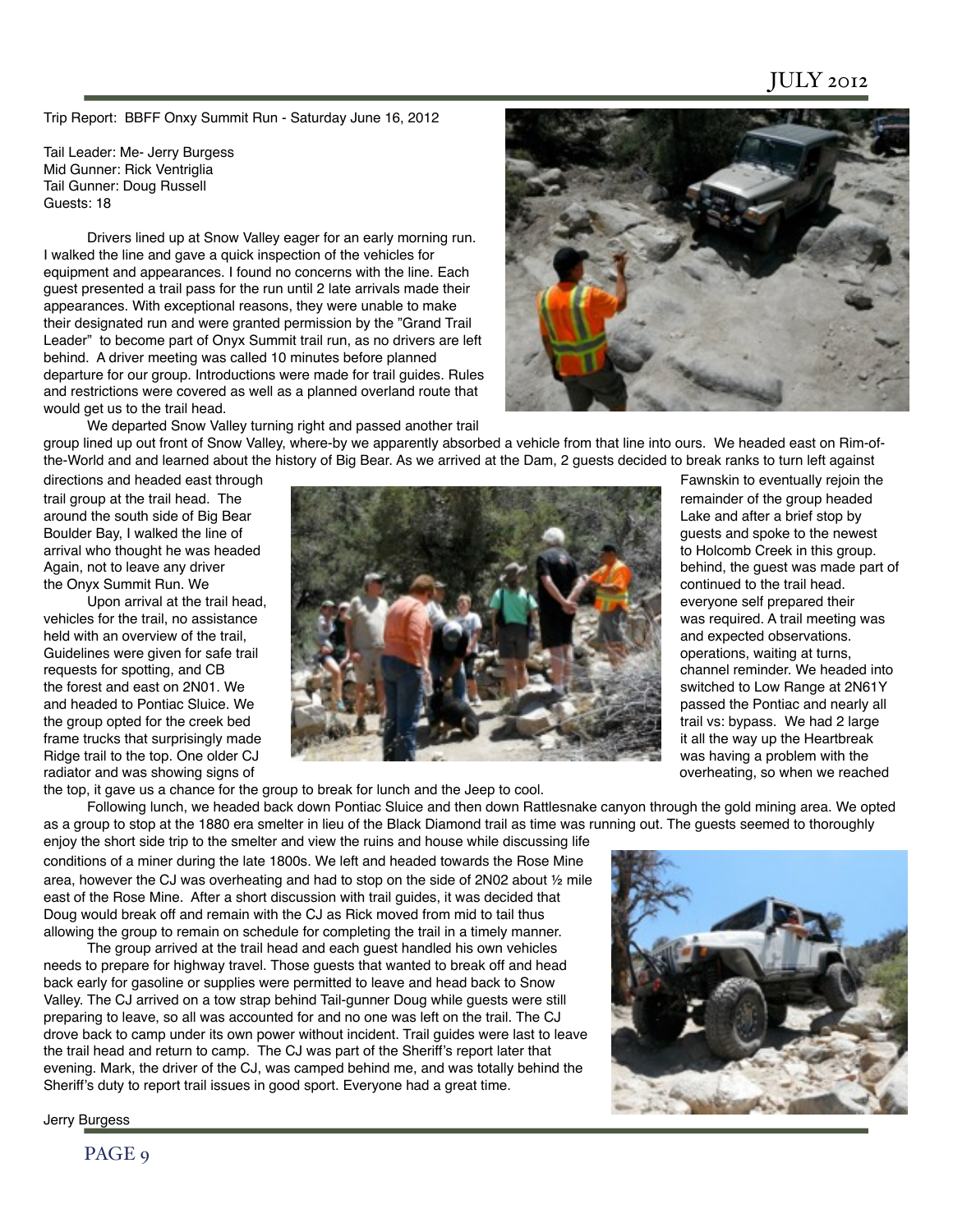Trip Report: BBFF Onxy Summit Run - Saturday June 16, 2012

Tail Leader: Me- Jerry Burgess
Mid Gunner: Rick Ventriglia
Tail Gunner: Doug Russell
Guests: 18

Drivers lined up at Snow Valley eager for an early morning run. I walked the line and gave a quick inspection of the vehicles for equipment and appearances. I found no concerns with the line. Each guest presented a trail pass for the run until 2 late arrivals made their appearances. With exceptional reasons, they were unable to make their designated run and were granted permission by the "Grand Trail Leader" to become part of Onyx Summit trail run, as no drivers are left behind. A driver meeting was called 10 minutes before planned departure for our group. Introductions were made for trail guides. Rules and restrictions were covered as well as a planned overland route that would get us to the trail head.

We departed Snow Valley turning right and passed another trail group lined up out front of Snow Valley, where-by we apparently absorbed a vehicle from that line into ours. We headed east on Rim-of-the-World and and learned about the history of Big Bear. As we arrived at the Dam, 2 guests decided to break ranks to turn left against directions and headed east through Fawnskin to eventually rejoin the trail group at the trail head. The remainder of the group headed around the south side of Big Bear Lake and after a brief stop by Boulder Bay, I walked the line of guests and spoke to the newest arrival who thought he was headed to Holcomb Creek in this group. Again, not to leave any driver behind, the guest was made part of the Onyx Summit Run. We continued to the trail head.

Upon arrival at the trail head, everyone self prepared their vehicles for the trail, no assistance was required. A trail meeting was held with an overview of the trail, and expected observations. Guidelines were given for safe trail operations, waiting at turns, requests for spotting, and CB channel reminder. We headed into the forest and east on 2N01. We switched to Low Range at 2N61Y and headed to Pontiac Sluice. We passed the Pontiac and nearly all the group opted for the creek bed trail vs: bypass. We had 2 large frame trucks that surprisingly made it all the way up the Heartbreak Ridge trail to the top. One older CJ was having a problem with the radiator and was showing signs of overheating, so when we reached the top, it gave us a chance for the group to break for lunch and the Jeep to cool.

Following lunch, we headed back down Pontiac Sluice and then down Rattlesnake canyon through the gold mining area. We opted as a group to stop at the 1880 era smelter in lieu of the Black Diamond trail as time was running out. The guests seemed to thoroughly enjoy the short side trip to the smelter and view the ruins and house while discussing life conditions of a miner during the late 1800s. We left and headed towards the Rose Mine area, however the CJ was overheating and had to stop on the side of 2N02 about ½ mile east of the Rose Mine. After a short discussion with trail guides, it was decided that Doug would break off and remain with the CJ as Rick moved from mid to tail thus allowing the group to remain on schedule for completing the trail in a timely manner.

The group arrived at the trail head and each guest handled his own vehicles needs to prepare for highway travel. Those guests that wanted to break off and head back early for gasoline or supplies were permitted to leave and head back to Snow Valley. The CJ arrived on a tow strap behind Tail-gunner Doug while guests were still preparing to leave, so all was accounted for and no one was left on the trail. The CJ drove back to camp under its own power without incident. Trail guides were last to leave the trail head and return to camp. The CJ was part of the Sheriff's report later that evening. Mark, the driver of the CJ, was camped behind me, and was totally behind the Sheriff's duty to report trail issues in good sport. Everyone had a great time.

Jerry Burgess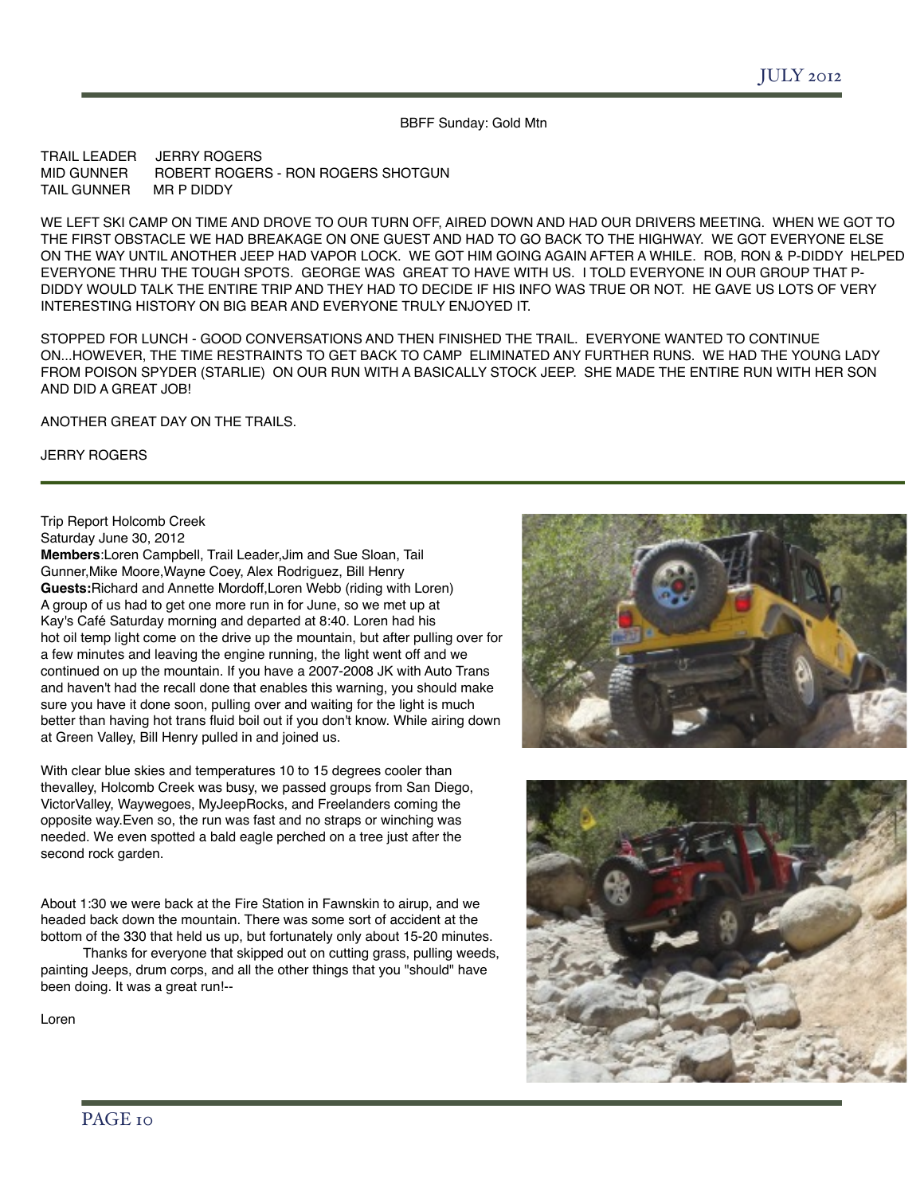BBFF Sunday: Gold Mtn

TRAIL LEADER JERRY ROGERS
MID GUNNER ROBERT ROGERS - RON ROGERS SHOTGUN
TAIL GUNNER MR P DIDDY

WE LEFT SKI CAMP ON TIME AND DROVE TO OUR TURN OFF, AIRED DOWN AND HAD OUR DRIVERS MEETING. WHEN WE GOT TO THE FIRST OBSTACLE WE HAD BREAKAGE ON ONE GUEST AND HAD TO GO BACK TO THE HIGHWAY. WE GOT EVERYONE ELSE ON THE WAY UNTIL ANOTHER JEEP HAD VAPOR LOCK. WE GOT HIM GOING AGAIN AFTER A WHILE. ROB, RON & P-DIDDY HELPED EVERYONE THRU THE TOUGH SPOTS. GEORGE WAS GREAT TO HAVE WITH US. I TOLD EVERYONE IN OUR GROUP THAT P-DIDDY WOULD TALK THE ENTIRE TRIP AND THEY HAD TO DECIDE IF HIS INFO WAS TRUE OR NOT. HE GAVE US LOTS OF VERY INTERESTING HISTORY ON BIG BEAR AND EVERYONE TRULY ENJOYED IT.

STOPPED FOR LUNCH - GOOD CONVERSATIONS AND THEN FINISHED THE TRAIL. EVERYONE WANTED TO CONTINUE ON...HOWEVER, THE TIME RESTRAINTS TO GET BACK TO CAMP ELIMINATED ANY FURTHER RUNS. WE HAD THE YOUNG LADY FROM POISON SPYDER (STARLIE) ON OUR RUN WITH A BASICALLY STOCK JEEP. SHE MADE THE ENTIRE RUN WITH HER SON AND DID A GREAT JOB!

ANOTHER GREAT DAY ON THE TRAILS.

JERRY ROGERS

---

Trip Report Holcomb Creek
Saturday June 30, 2012

**Members**:Loren Campbell, Trail Leader,Jim and Sue Sloan, Tail Gunner,Mike Moore,Wayne Coey, Alex Rodriguez, Bill Henry
**Guests:**Richard and Annette Mordoff,Loren Webb (riding with Loren)

A group of us had to get one more run in for June, so we met up at Kay's Café Saturday morning and departed at 8:40. Loren had his hot oil temp light come on the drive up the mountain, but after pulling over for a few minutes and leaving the engine running, the light went off and we continued on up the mountain. If you have a 2007-2008 JK with Auto Trans and haven't had the recall done that enables this warning, you should make sure you have it done soon, pulling over and waiting for the light is much better than having hot trans fluid boil out if you don't know. While airing down at Green Valley, Bill Henry pulled in and joined us.

With clear blue skies and temperatures 10 to 15 degrees cooler than thevalley, Holcomb Creek was busy, we passed groups from San Diego, VictorValley, Waywegoes, MyJeepRocks, and Freelanders coming the opposite way.Even so, the run was fast and no straps or winching was needed. We even spotted a bald eagle perched on a tree just after the second rock garden.

About 1:30 we were back at the Fire Station in Fawnskin to airup, and we headed back down the mountain. There was some sort of accident at the bottom of the 330 that held us up, but fortunately only about 15-20 minutes.

Thanks for everyone that skipped out on cutting grass, pulling weeds, painting Jeeps, drum corps, and all the other things that you "should" have been doing. It was a great run!--

Loren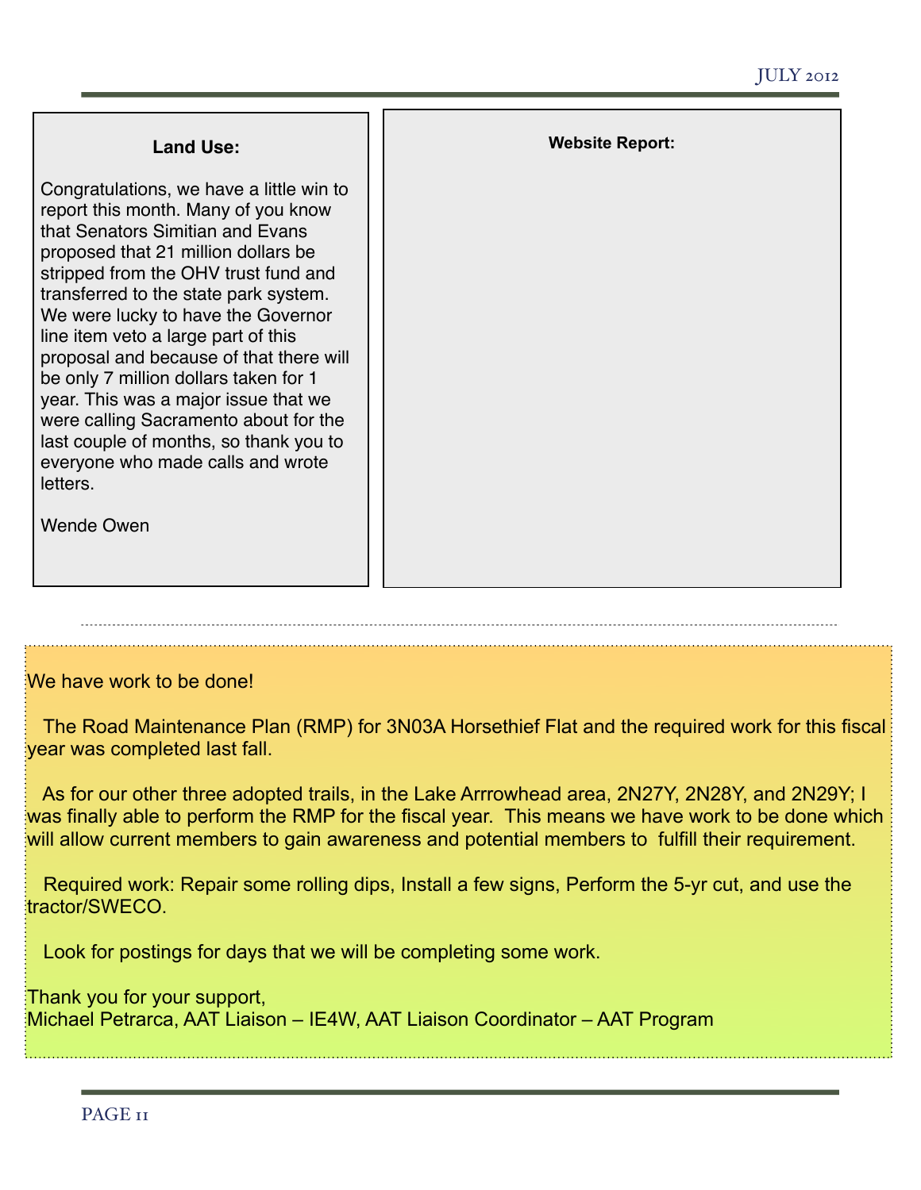### Land Use:

Congratulations, we have a little win to report this month. Many of you know that Senators Simitian and Evans proposed that 21 million dollars be stripped from the OHV trust fund and transferred to the state park system. We were lucky to have the Governor line item veto a large part of this proposal and because of that there will be only 7 million dollars taken for 1 year. This was a major issue that we were calling Sacramento about for the last couple of months, so thank you to everyone who made calls and wrote letters.

Wende Owen

### Website Report:

---

We have work to be done!

The Road Maintenance Plan (RMP) for 3N03A Horsethief Flat and the required work for this fiscal year was completed last fall.

As for our other three adopted trails, in the Lake Arrrowhead area, 2N27Y, 2N28Y, and 2N29Y; I was finally able to perform the RMP for the fiscal year. This means we have work to be done which will allow current members to gain awareness and potential members to fulfill their requirement.

Required work: Repair some rolling dips, Install a few signs, Perform the 5-yr cut, and use the tractor/SWECO.

Look for postings for days that we will be completing some work.

Thank you for your support,
Michael Petrarca, AAT Liaison – IE4W, AAT Liaison Coordinator – AAT Program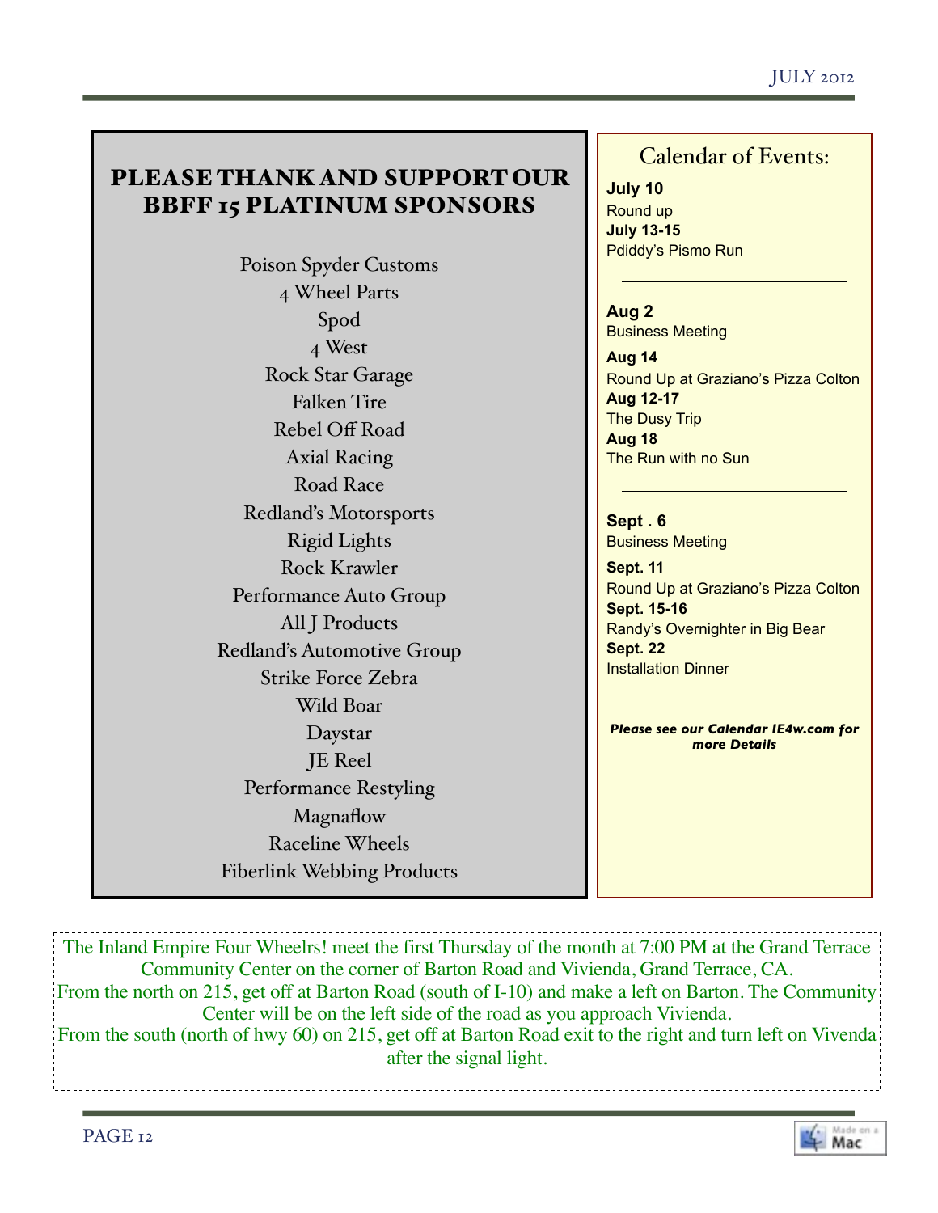## PLEASE THANK AND SUPPORT OUR BBFF 15 PLATINUM SPONSORS

Poison Spyder Customs
4 Wheel Parts
Spod
4 West
Rock Star Garage
Falken Tire
Rebel Off Road
Axial Racing
Road Race
Redland's Motorsports
Rigid Lights
Rock Krawler
Performance Auto Group
All J Products
Redland's Automotive Group
Strike Force Zebra
Wild Boar
Daystar
JE Reel
Performance Restyling
Magnaflow
Raceline Wheels
Fiberlink Webbing Products

## Calendar of Events:

**July 10**
Round up
**July 13-15**
Pdiddy's Pismo Run

---

**Aug 2**
Business Meeting
**Aug 14**
Round Up at Graziano's Pizza Colton
**Aug 12-17**
The Dusy Trip
**Aug 18**
The Run with no Sun

---

**Sept . 6**
Business Meeting
**Sept. 11**
Round Up at Graziano's Pizza Colton
**Sept. 15-16**
Randy's Overnighter in Big Bear
**Sept. 22**
Installation Dinner

***Please see our Calendar IE4w.com for more Details***

The Inland Empire Four Wheelrs! meet the first Thursday of the month at 7:00 PM at the Grand Terrace Community Center on the corner of Barton Road and Vivienda, Grand Terrace, CA.
From the north on 215, get off at Barton Road (south of I-10) and make a left on Barton. The Community Center will be on the left side of the road as you approach Vivienda.
From the south (north of hwy 60) on 215, get off at Barton Road exit to the right and turn left on Vivenda after the signal light.